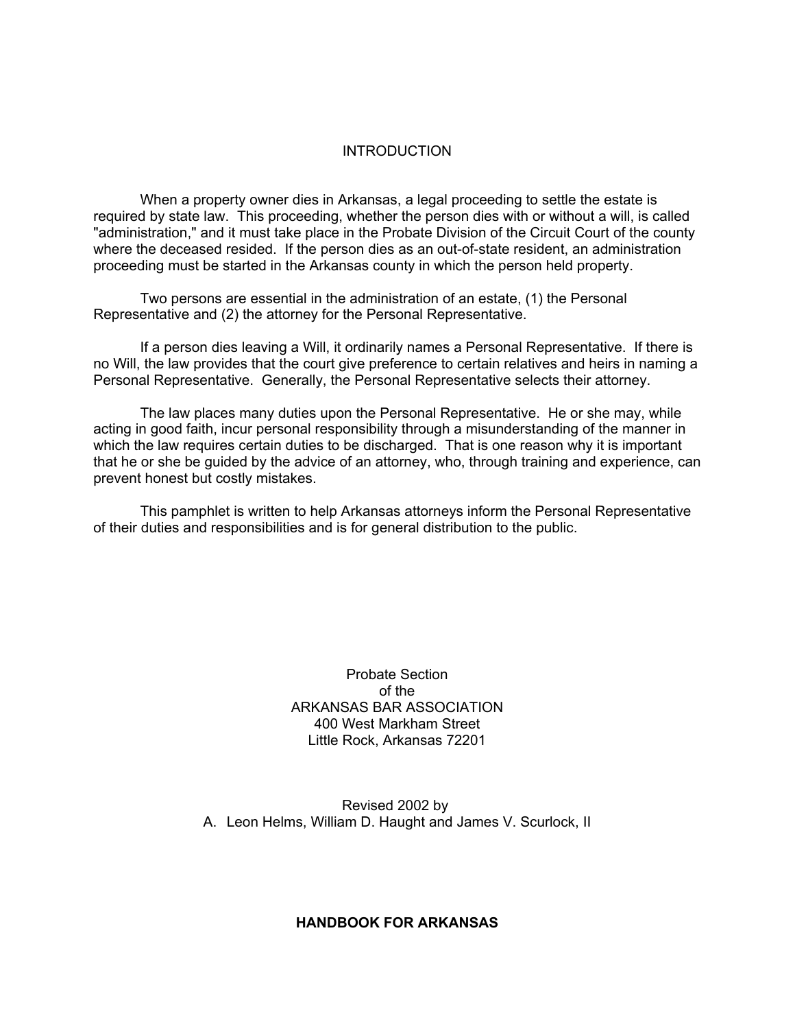## INTRODUCTION

When a property owner dies in Arkansas, a legal proceeding to settle the estate is required by state law. This proceeding, whether the person dies with or without a will, is called "administration," and it must take place in the Probate Division of the Circuit Court of the county where the deceased resided. If the person dies as an out-of-state resident, an administration proceeding must be started in the Arkansas county in which the person held property.

Two persons are essential in the administration of an estate, (1) the Personal Representative and (2) the attorney for the Personal Representative.

If a person dies leaving a Will, it ordinarily names a Personal Representative. If there is no Will, the law provides that the court give preference to certain relatives and heirs in naming a Personal Representative. Generally, the Personal Representative selects their attorney.

The law places many duties upon the Personal Representative. He or she may, while acting in good faith, incur personal responsibility through a misunderstanding of the manner in which the law requires certain duties to be discharged. That is one reason why it is important that he or she be guided by the advice of an attorney, who, through training and experience, can prevent honest but costly mistakes.

This pamphlet is written to help Arkansas attorneys inform the Personal Representative of their duties and responsibilities and is for general distribution to the public.

Probate Section
of the
ARKANSAS BAR ASSOCIATION
400 West Markham Street
Little Rock, Arkansas 72201

Revised 2002 by
A. Leon Helms, William D. Haught and James V. Scurlock, II

**HANDBOOK FOR ARKANSAS**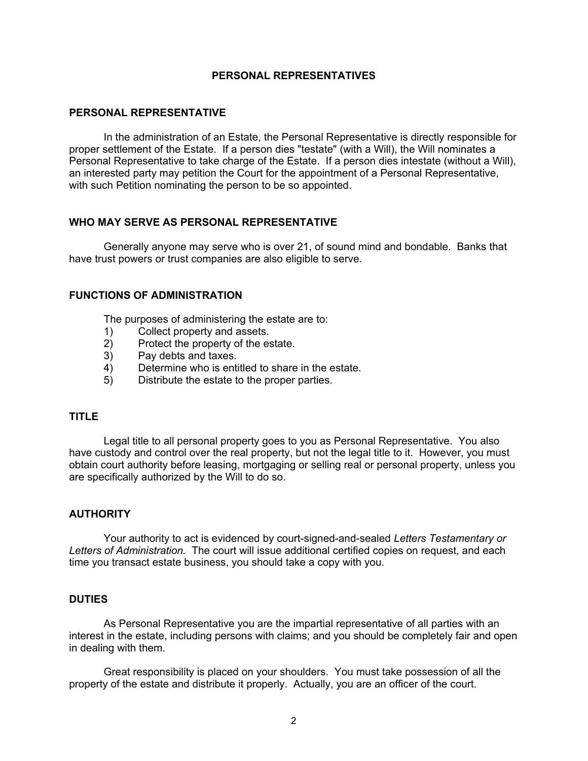# PERSONAL REPRESENTATIVES

## PERSONAL REPRESENTATIVE

In the administration of an Estate, the Personal Representative is directly responsible for proper settlement of the Estate. If a person dies "testate" (with a Will), the Will nominates a Personal Representative to take charge of the Estate. If a person dies intestate (without a Will), an interested party may petition the Court for the appointment of a Personal Representative, with such Petition nominating the person to be so appointed.

## WHO MAY SERVE AS PERSONAL REPRESENTATIVE

Generally anyone may serve who is over 21, of sound mind and bondable. Banks that have trust powers or trust companies are also eligible to serve.

## FUNCTIONS OF ADMINISTRATION

The purposes of administering the estate are to:

1) Collect property and assets.
2) Protect the property of the estate.
3) Pay debts and taxes.
4) Determine who is entitled to share in the estate.
5) Distribute the estate to the proper parties.

## TITLE

Legal title to all personal property goes to you as Personal Representative. You also have custody and control over the real property, but not the legal title to it. However, you must obtain court authority before leasing, mortgaging or selling real or personal property, unless you are specifically authorized by the Will to do so.

## AUTHORITY

Your authority to act is evidenced by court-signed-and-sealed *Letters Testamentary or Letters of Administration.* The court will issue additional certified copies on request, and each time you transact estate business, you should take a copy with you.

## DUTIES

As Personal Representative you are the impartial representative of all parties with an interest in the estate, including persons with claims; and you should be completely fair and open in dealing with them.

Great responsibility is placed on your shoulders. You must take possession of all the property of the estate and distribute it properly. Actually, you are an officer of the court.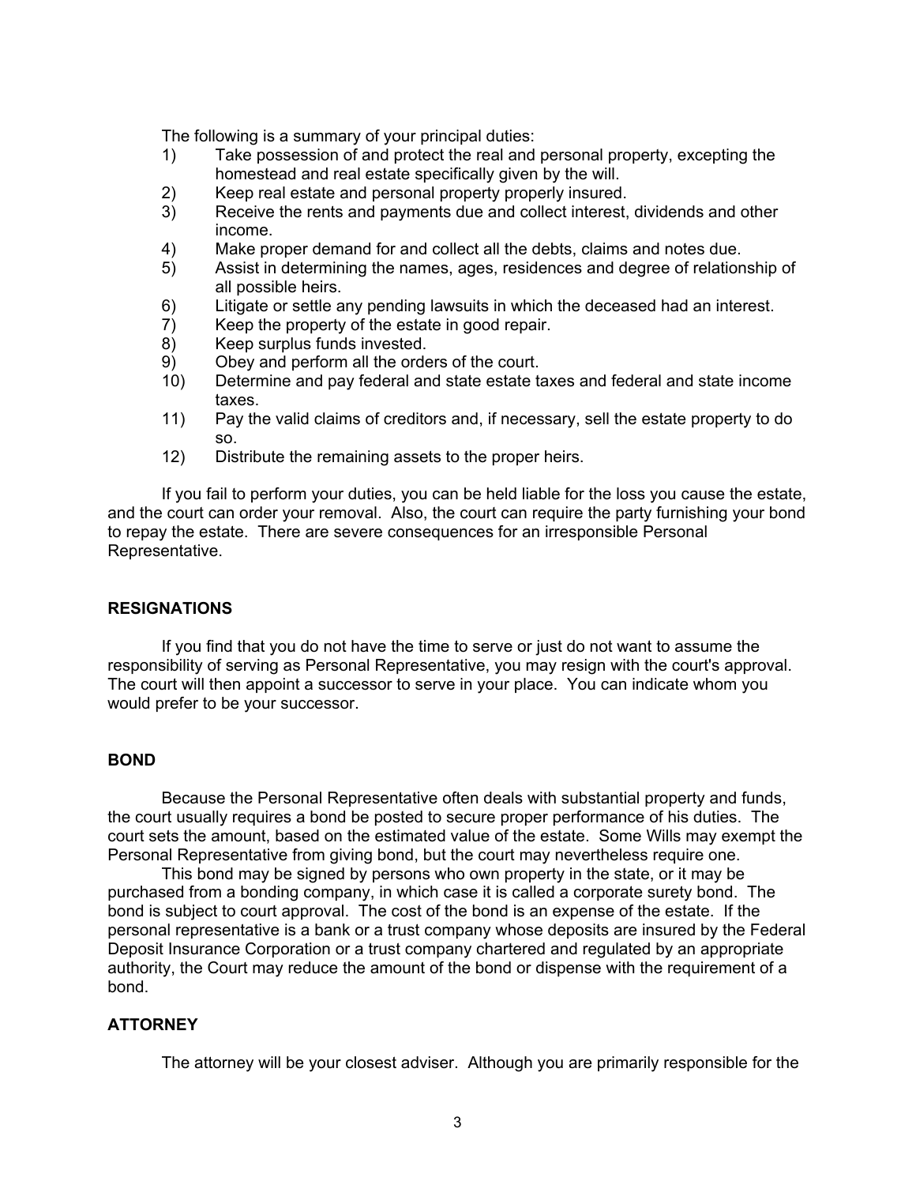The following is a summary of your principal duties:

1) Take possession of and protect the real and personal property, excepting the homestead and real estate specifically given by the will.
2) Keep real estate and personal property properly insured.
3) Receive the rents and payments due and collect interest, dividends and other income.
4) Make proper demand for and collect all the debts, claims and notes due.
5) Assist in determining the names, ages, residences and degree of relationship of all possible heirs.
6) Litigate or settle any pending lawsuits in which the deceased had an interest.
7) Keep the property of the estate in good repair.
8) Keep surplus funds invested.
9) Obey and perform all the orders of the court.
10) Determine and pay federal and state estate taxes and federal and state income taxes.
11) Pay the valid claims of creditors and, if necessary, sell the estate property to do so.
12) Distribute the remaining assets to the proper heirs.

If you fail to perform your duties, you can be held liable for the loss you cause the estate, and the court can order your removal. Also, the court can require the party furnishing your bond to repay the estate. There are severe consequences for an irresponsible Personal Representative.

## RESIGNATIONS

If you find that you do not have the time to serve or just do not want to assume the responsibility of serving as Personal Representative, you may resign with the court's approval. The court will then appoint a successor to serve in your place. You can indicate whom you would prefer to be your successor.

## BOND

Because the Personal Representative often deals with substantial property and funds, the court usually requires a bond be posted to secure proper performance of his duties. The court sets the amount, based on the estimated value of the estate. Some Wills may exempt the Personal Representative from giving bond, but the court may nevertheless require one.

This bond may be signed by persons who own property in the state, or it may be purchased from a bonding company, in which case it is called a corporate surety bond. The bond is subject to court approval. The cost of the bond is an expense of the estate. If the personal representative is a bank or a trust company whose deposits are insured by the Federal Deposit Insurance Corporation or a trust company chartered and regulated by an appropriate authority, the Court may reduce the amount of the bond or dispense with the requirement of a bond.

## ATTORNEY

The attorney will be your closest adviser. Although you are primarily responsible for the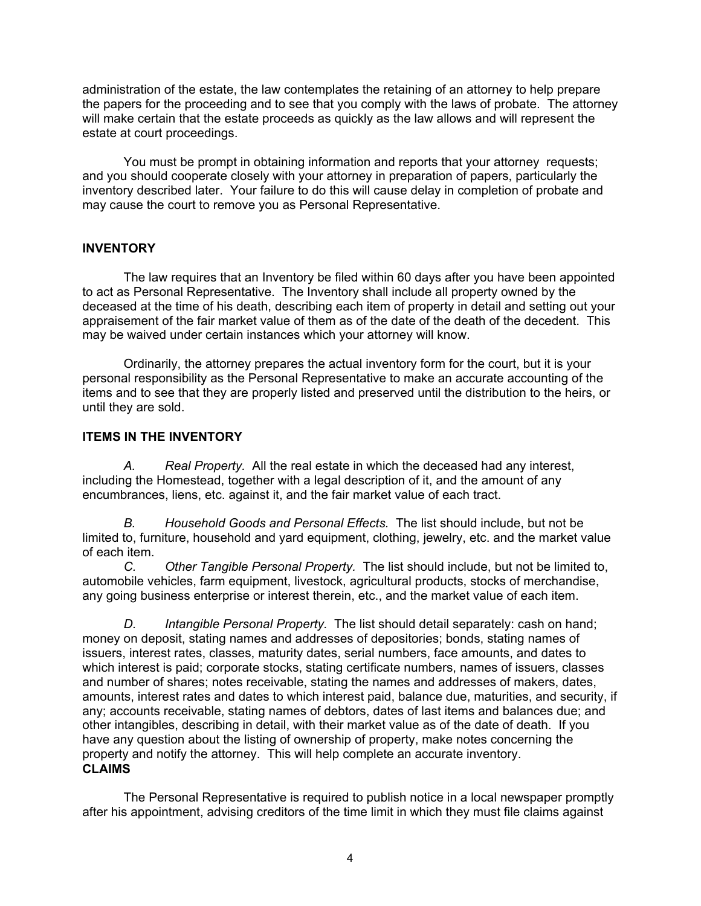administration of the estate, the law contemplates the retaining of an attorney to help prepare the papers for the proceeding and to see that you comply with the laws of probate. The attorney will make certain that the estate proceeds as quickly as the law allows and will represent the estate at court proceedings.

You must be prompt in obtaining information and reports that your attorney requests; and you should cooperate closely with your attorney in preparation of papers, particularly the inventory described later. Your failure to do this will cause delay in completion of probate and may cause the court to remove you as Personal Representative.

**INVENTORY**

The law requires that an Inventory be filed within 60 days after you have been appointed to act as Personal Representative. The Inventory shall include all property owned by the deceased at the time of his death, describing each item of property in detail and setting out your appraisement of the fair market value of them as of the date of the death of the decedent. This may be waived under certain instances which your attorney will know.

Ordinarily, the attorney prepares the actual inventory form for the court, but it is your personal responsibility as the Personal Representative to make an accurate accounting of the items and to see that they are properly listed and preserved until the distribution to the heirs, or until they are sold.

**ITEMS IN THE INVENTORY**

*A. Real Property.* All the real estate in which the deceased had any interest, including the Homestead, together with a legal description of it, and the amount of any encumbrances, liens, etc. against it, and the fair market value of each tract.

*B. Household Goods and Personal Effects.* The list should include, but not be limited to, furniture, household and yard equipment, clothing, jewelry, etc. and the market value of each item.

*C. Other Tangible Personal Property.* The list should include, but not be limited to, automobile vehicles, farm equipment, livestock, agricultural products, stocks of merchandise, any going business enterprise or interest therein, etc., and the market value of each item.

*D. Intangible Personal Property.* The list should detail separately: cash on hand; money on deposit, stating names and addresses of depositories; bonds, stating names of issuers, interest rates, classes, maturity dates, serial numbers, face amounts, and dates to which interest is paid; corporate stocks, stating certificate numbers, names of issuers, classes and number of shares; notes receivable, stating the names and addresses of makers, dates, amounts, interest rates and dates to which interest paid, balance due, maturities, and security, if any; accounts receivable, stating names of debtors, dates of last items and balances due; and other intangibles, describing in detail, with their market value as of the date of death. If you have any question about the listing of ownership of property, make notes concerning the property and notify the attorney. This will help complete an accurate inventory.

**CLAIMS**

The Personal Representative is required to publish notice in a local newspaper promptly after his appointment, advising creditors of the time limit in which they must file claims against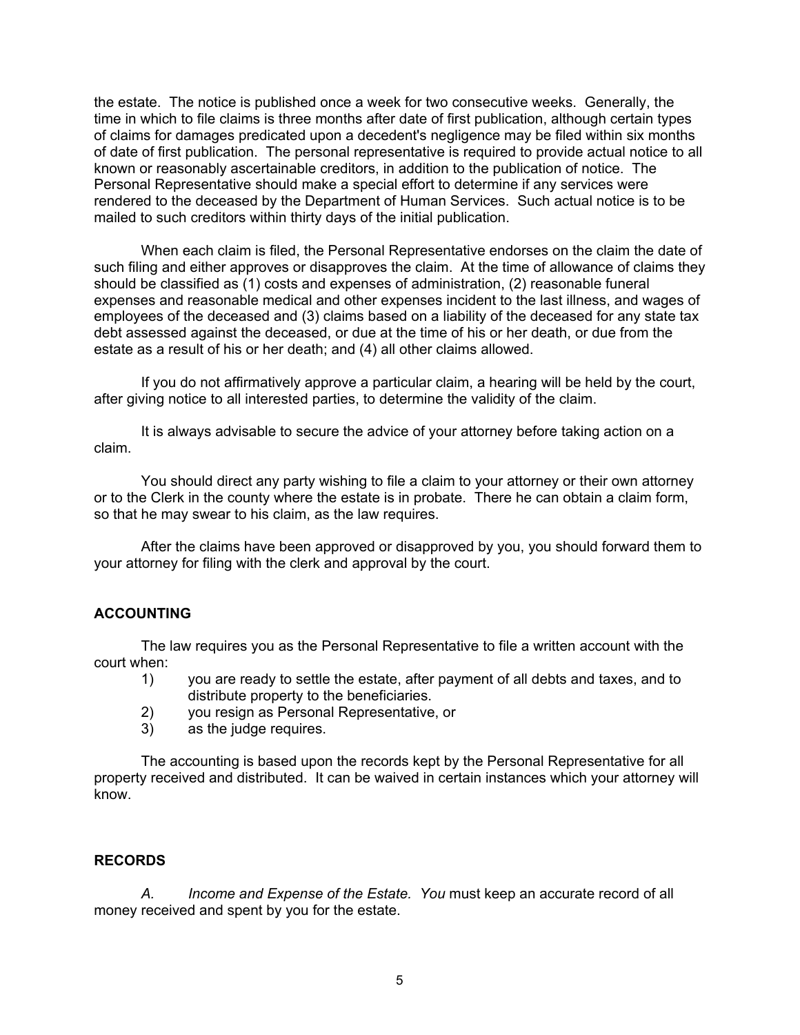the estate. The notice is published once a week for two consecutive weeks. Generally, the time in which to file claims is three months after date of first publication, although certain types of claims for damages predicated upon a decedent's negligence may be filed within six months of date of first publication. The personal representative is required to provide actual notice to all known or reasonably ascertainable creditors, in addition to the publication of notice. The Personal Representative should make a special effort to determine if any services were rendered to the deceased by the Department of Human Services. Such actual notice is to be mailed to such creditors within thirty days of the initial publication.

When each claim is filed, the Personal Representative endorses on the claim the date of such filing and either approves or disapproves the claim. At the time of allowance of claims they should be classified as (1) costs and expenses of administration, (2) reasonable funeral expenses and reasonable medical and other expenses incident to the last illness, and wages of employees of the deceased and (3) claims based on a liability of the deceased for any state tax debt assessed against the deceased, or due at the time of his or her death, or due from the estate as a result of his or her death; and (4) all other claims allowed.

If you do not affirmatively approve a particular claim, a hearing will be held by the court, after giving notice to all interested parties, to determine the validity of the claim.

It is always advisable to secure the advice of your attorney before taking action on a claim.

You should direct any party wishing to file a claim to your attorney or their own attorney or to the Clerk in the county where the estate is in probate. There he can obtain a claim form, so that he may swear to his claim, as the law requires.

After the claims have been approved or disapproved by you, you should forward them to your attorney for filing with the clerk and approval by the court.

## ACCOUNTING

The law requires you as the Personal Representative to file a written account with the court when:

1) you are ready to settle the estate, after payment of all debts and taxes, and to distribute property to the beneficiaries.
2) you resign as Personal Representative, or
3) as the judge requires.

The accounting is based upon the records kept by the Personal Representative for all property received and distributed. It can be waived in certain instances which your attorney will know.

## RECORDS

*A. Income and Expense of the Estate. You* must keep an accurate record of all money received and spent by you for the estate.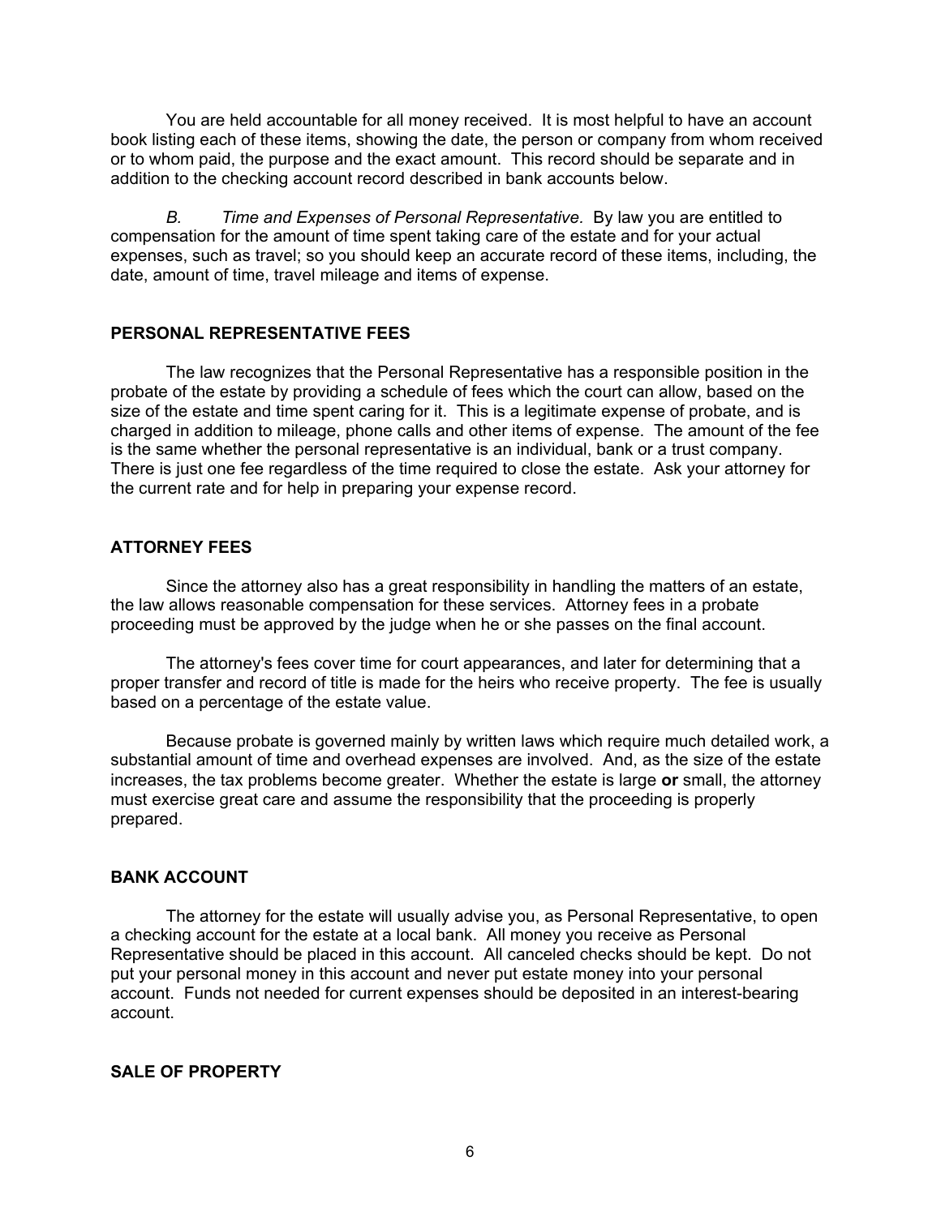You are held accountable for all money received. It is most helpful to have an account book listing each of these items, showing the date, the person or company from whom received or to whom paid, the purpose and the exact amount. This record should be separate and in addition to the checking account record described in bank accounts below.

*B. Time and Expenses of Personal Representative.* By law you are entitled to compensation for the amount of time spent taking care of the estate and for your actual expenses, such as travel; so you should keep an accurate record of these items, including, the date, amount of time, travel mileage and items of expense.

## PERSONAL REPRESENTATIVE FEES

The law recognizes that the Personal Representative has a responsible position in the probate of the estate by providing a schedule of fees which the court can allow, based on the size of the estate and time spent caring for it. This is a legitimate expense of probate, and is charged in addition to mileage, phone calls and other items of expense. The amount of the fee is the same whether the personal representative is an individual, bank or a trust company. There is just one fee regardless of the time required to close the estate. Ask your attorney for the current rate and for help in preparing your expense record.

## ATTORNEY FEES

Since the attorney also has a great responsibility in handling the matters of an estate, the law allows reasonable compensation for these services. Attorney fees in a probate proceeding must be approved by the judge when he or she passes on the final account.

The attorney's fees cover time for court appearances, and later for determining that a proper transfer and record of title is made for the heirs who receive property. The fee is usually based on a percentage of the estate value.

Because probate is governed mainly by written laws which require much detailed work, a substantial amount of time and overhead expenses are involved. And, as the size of the estate increases, the tax problems become greater. Whether the estate is large **or** small, the attorney must exercise great care and assume the responsibility that the proceeding is properly prepared.

## BANK ACCOUNT

The attorney for the estate will usually advise you, as Personal Representative, to open a checking account for the estate at a local bank. All money you receive as Personal Representative should be placed in this account. All canceled checks should be kept. Do not put your personal money in this account and never put estate money into your personal account. Funds not needed for current expenses should be deposited in an interest-bearing account.

## SALE OF PROPERTY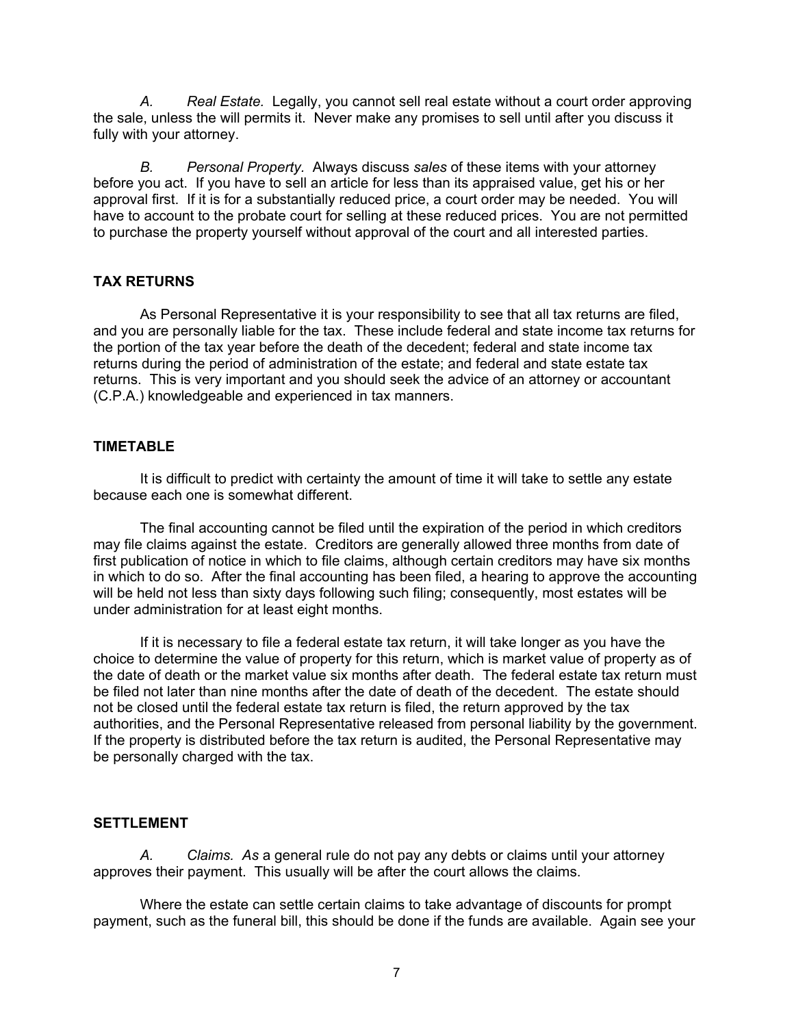*A. Real Estate.* Legally, you cannot sell real estate without a court order approving the sale, unless the will permits it. Never make any promises to sell until after you discuss it fully with your attorney.

*B. Personal Property*. Always discuss *sales* of these items with your attorney before you act. If you have to sell an article for less than its appraised value, get his or her approval first. If it is for a substantially reduced price, a court order may be needed. You will have to account to the probate court for selling at these reduced prices. You are not permitted to purchase the property yourself without approval of the court and all interested parties.

## TAX RETURNS

As Personal Representative it is your responsibility to see that all tax returns are filed, and you are personally liable for the tax. These include federal and state income tax returns for the portion of the tax year before the death of the decedent; federal and state income tax returns during the period of administration of the estate; and federal and state estate tax returns. This is very important and you should seek the advice of an attorney or accountant (C.P.A.) knowledgeable and experienced in tax manners.

## TIMETABLE

It is difficult to predict with certainty the amount of time it will take to settle any estate because each one is somewhat different.

The final accounting cannot be filed until the expiration of the period in which creditors may file claims against the estate. Creditors are generally allowed three months from date of first publication of notice in which to file claims, although certain creditors may have six months in which to do so. After the final accounting has been filed, a hearing to approve the accounting will be held not less than sixty days following such filing; consequently, most estates will be under administration for at least eight months.

If it is necessary to file a federal estate tax return, it will take longer as you have the choice to determine the value of property for this return, which is market value of property as of the date of death or the market value six months after death. The federal estate tax return must be filed not later than nine months after the date of death of the decedent. The estate should not be closed until the federal estate tax return is filed, the return approved by the tax authorities, and the Personal Representative released from personal liability by the government. If the property is distributed before the tax return is audited, the Personal Representative may be personally charged with the tax.

## SETTLEMENT

*A. Claims. As* a general rule do not pay any debts or claims until your attorney approves their payment. This usually will be after the court allows the claims.

Where the estate can settle certain claims to take advantage of discounts for prompt payment, such as the funeral bill, this should be done if the funds are available. Again see your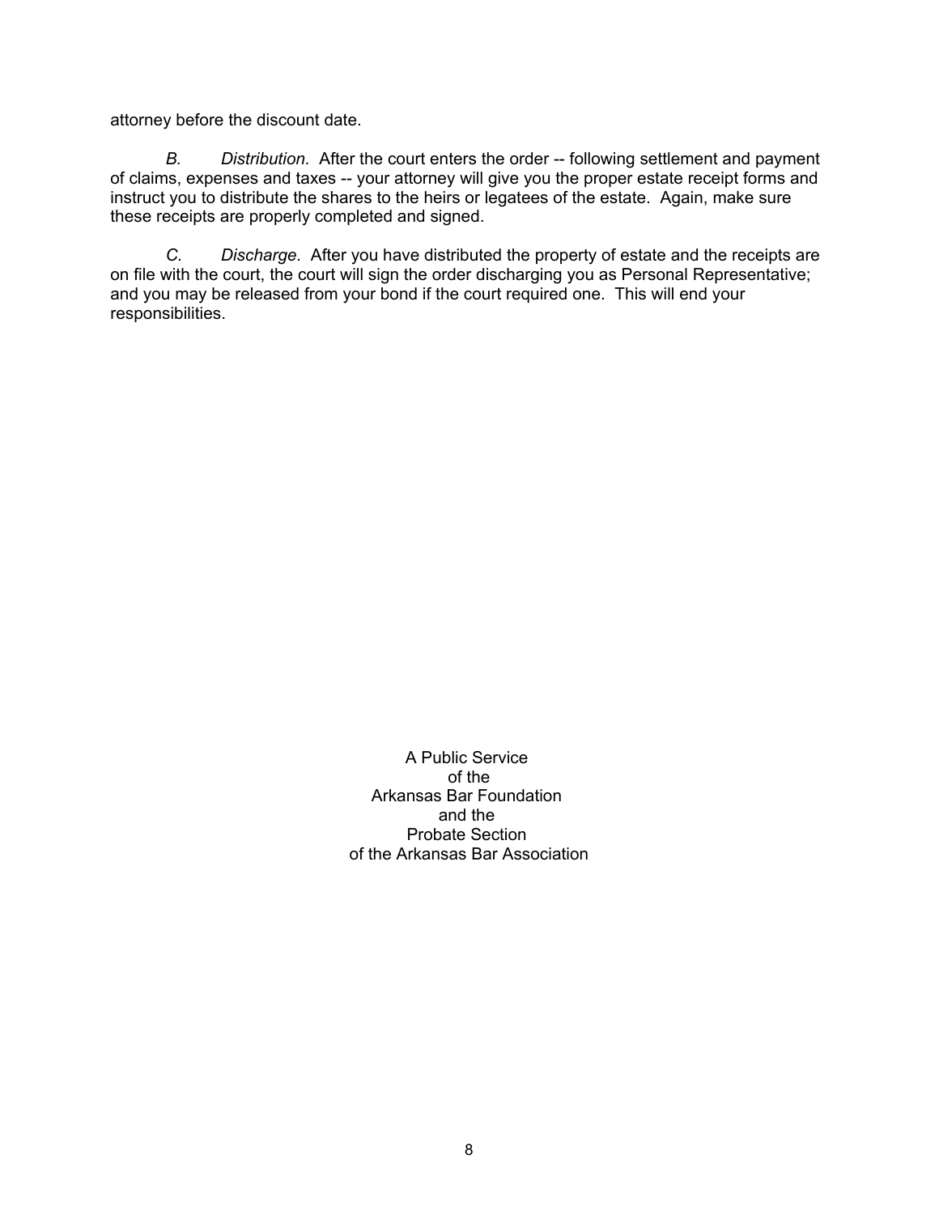attorney before the discount date.

*B. Distribution.* After the court enters the order -- following settlement and payment of claims, expenses and taxes -- your attorney will give you the proper estate receipt forms and instruct you to distribute the shares to the heirs or legatees of the estate. Again, make sure these receipts are properly completed and signed.

*C. Discharge.* After you have distributed the property of estate and the receipts are on file with the court, the court will sign the order discharging you as Personal Representative; and you may be released from your bond if the court required one. This will end your responsibilities.

A Public Service
of the
Arkansas Bar Foundation
and the
Probate Section
of the Arkansas Bar Association